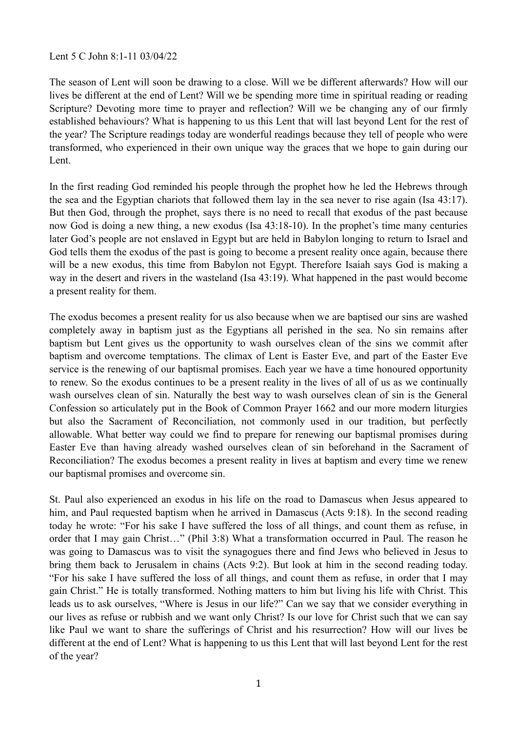Lent 5 C John 8:1-11 03/04/22

The season of Lent will soon be drawing to a close. Will we be different afterwards? How will our lives be different at the end of Lent? Will we be spending more time in spiritual reading or reading Scripture? Devoting more time to prayer and reflection? Will we be changing any of our firmly established behaviours? What is happening to us this Lent that will last beyond Lent for the rest of the year? The Scripture readings today are wonderful readings because they tell of people who were transformed, who experienced in their own unique way the graces that we hope to gain during our Lent.

In the first reading God reminded his people through the prophet how he led the Hebrews through the sea and the Egyptian chariots that followed them lay in the sea never to rise again (Isa 43:17). But then God, through the prophet, says there is no need to recall that exodus of the past because now God is doing a new thing, a new exodus (Isa 43:18-10). In the prophet's time many centuries later God's people are not enslaved in Egypt but are held in Babylon longing to return to Israel and God tells them the exodus of the past is going to become a present reality once again, because there will be a new exodus, this time from Babylon not Egypt. Therefore Isaiah says God is making a way in the desert and rivers in the wasteland (Isa 43:19). What happened in the past would become a present reality for them.

The exodus becomes a present reality for us also because when we are baptised our sins are washed completely away in baptism just as the Egyptians all perished in the sea. No sin remains after baptism but Lent gives us the opportunity to wash ourselves clean of the sins we commit after baptism and overcome temptations. The climax of Lent is Easter Eve, and part of the Easter Eve service is the renewing of our baptismal promises. Each year we have a time honoured opportunity to renew. So the exodus continues to be a present reality in the lives of all of us as we continually wash ourselves clean of sin. Naturally the best way to wash ourselves clean of sin is the General Confession so articulately put in the Book of Common Prayer 1662 and our more modern liturgies but also the Sacrament of Reconciliation, not commonly used in our tradition, but perfectly allowable. What better way could we find to prepare for renewing our baptismal promises during Easter Eve than having already washed ourselves clean of sin beforehand in the Sacrament of Reconciliation? The exodus becomes a present reality in lives at baptism and every time we renew our baptismal promises and overcome sin.

St. Paul also experienced an exodus in his life on the road to Damascus when Jesus appeared to him, and Paul requested baptism when he arrived in Damascus (Acts 9:18). In the second reading today he wrote: "For his sake I have suffered the loss of all things, and count them as refuse, in order that I may gain Christ…" (Phil 3:8) What a transformation occurred in Paul. The reason he was going to Damascus was to visit the synagogues there and find Jews who believed in Jesus to bring them back to Jerusalem in chains (Acts 9:2). But look at him in the second reading today. "For his sake I have suffered the loss of all things, and count them as refuse, in order that I may gain Christ." He is totally transformed. Nothing matters to him but living his life with Christ. This leads us to ask ourselves, "Where is Jesus in our life?" Can we say that we consider everything in our lives as refuse or rubbish and we want only Christ? Is our love for Christ such that we can say like Paul we want to share the sufferings of Christ and his resurrection? How will our lives be different at the end of Lent? What is happening to us this Lent that will last beyond Lent for the rest of the year?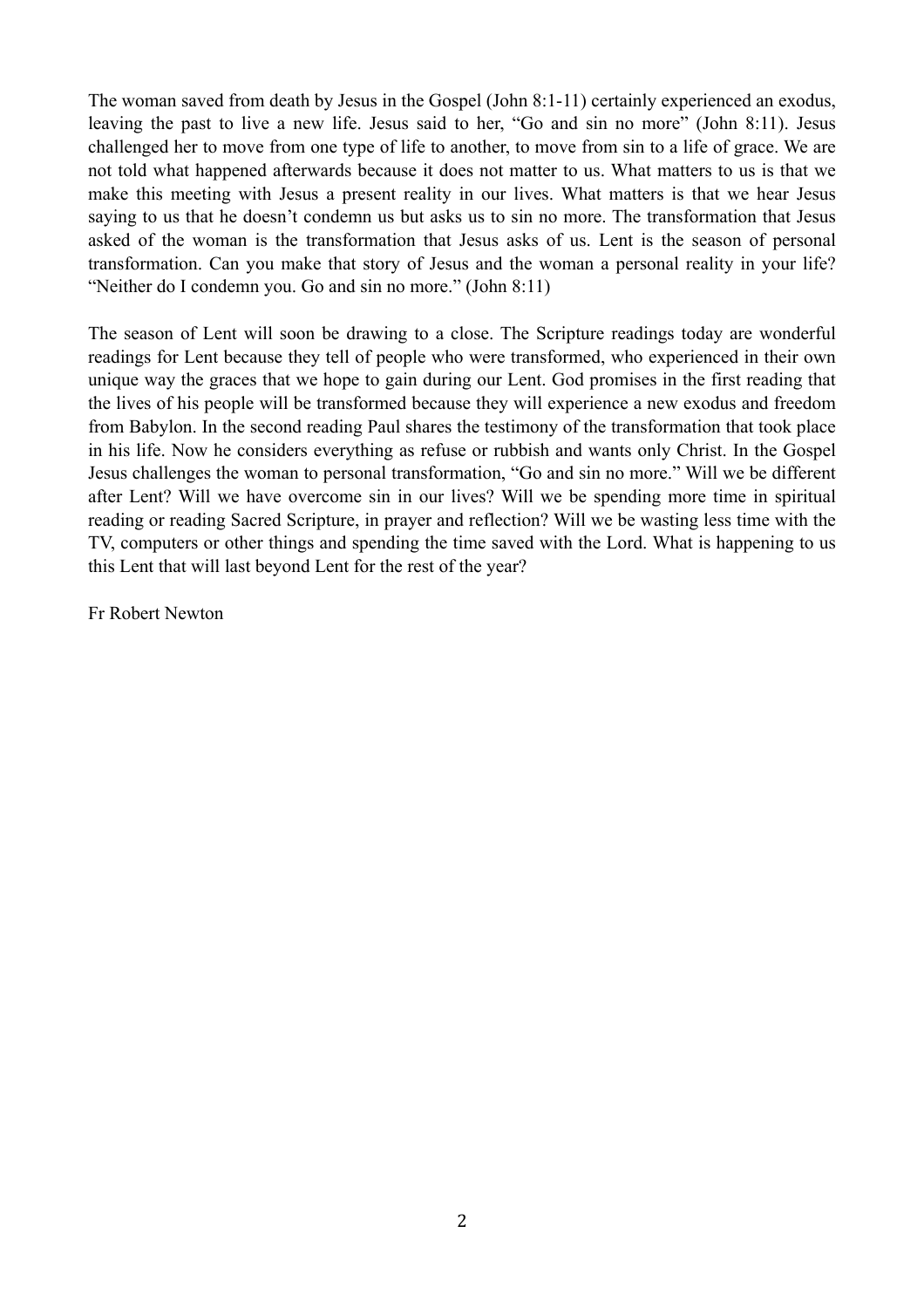The woman saved from death by Jesus in the Gospel (John 8:1-11) certainly experienced an exodus, leaving the past to live a new life. Jesus said to her, "Go and sin no more" (John 8:11). Jesus challenged her to move from one type of life to another, to move from sin to a life of grace. We are not told what happened afterwards because it does not matter to us. What matters to us is that we make this meeting with Jesus a present reality in our lives. What matters is that we hear Jesus saying to us that he doesn't condemn us but asks us to sin no more. The transformation that Jesus asked of the woman is the transformation that Jesus asks of us. Lent is the season of personal transformation. Can you make that story of Jesus and the woman a personal reality in your life? "Neither do I condemn you. Go and sin no more." (John 8:11)

The season of Lent will soon be drawing to a close. The Scripture readings today are wonderful readings for Lent because they tell of people who were transformed, who experienced in their own unique way the graces that we hope to gain during our Lent. God promises in the first reading that the lives of his people will be transformed because they will experience a new exodus and freedom from Babylon. In the second reading Paul shares the testimony of the transformation that took place in his life. Now he considers everything as refuse or rubbish and wants only Christ. In the Gospel Jesus challenges the woman to personal transformation, "Go and sin no more." Will we be different after Lent? Will we have overcome sin in our lives? Will we be spending more time in spiritual reading or reading Sacred Scripture, in prayer and reflection? Will we be wasting less time with the TV, computers or other things and spending the time saved with the Lord. What is happening to us this Lent that will last beyond Lent for the rest of the year?

Fr Robert Newton